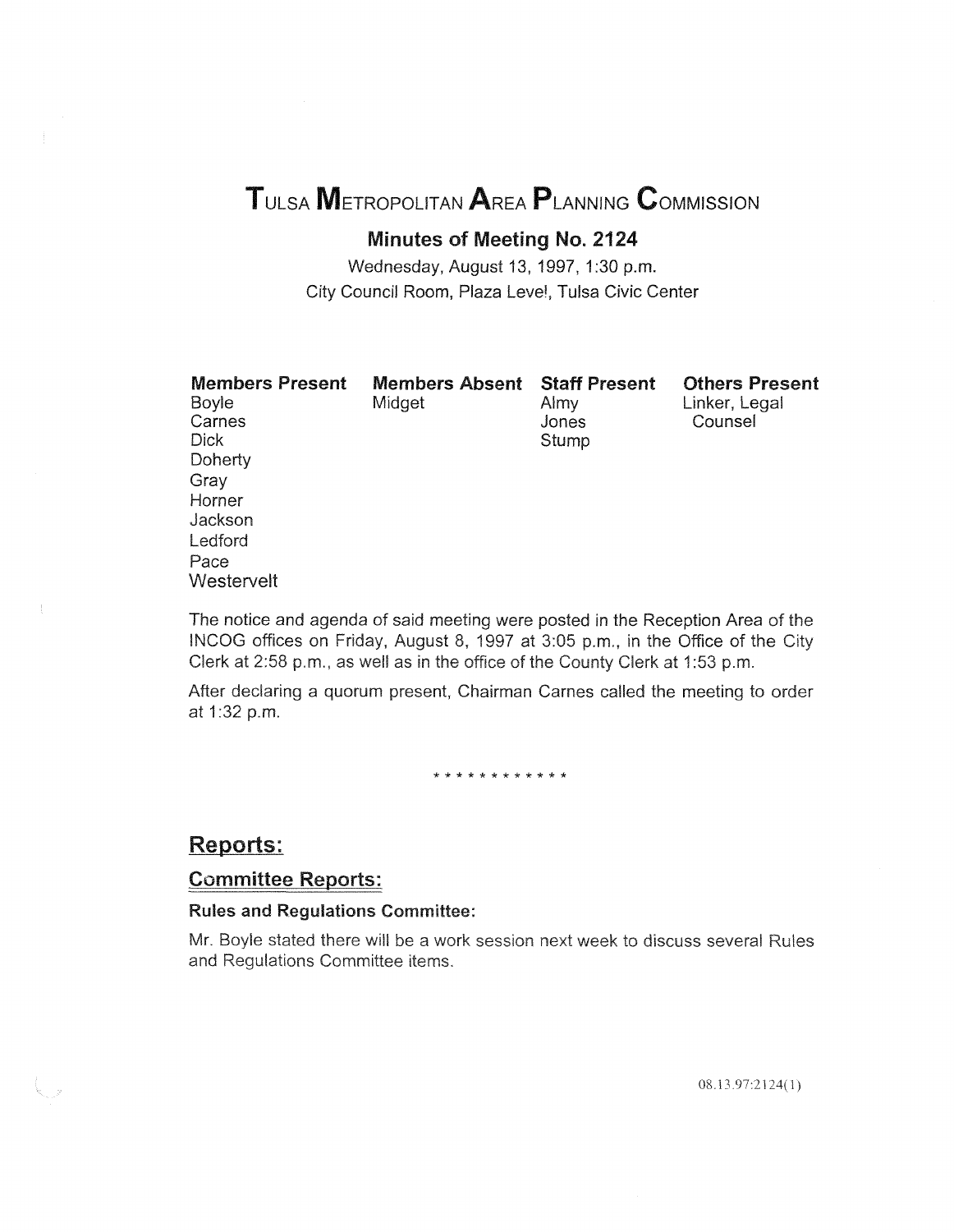# Tulsa Metropolitan Area Planning Commission

## Minutes of Meeting No. 2124

Wednesday, August 13, 1997, 1:30 p.m.
City Council Room, Plaza Level, Tulsa Civic Center

| Members Present | Members Absent | Staff Present | Others Present |
|---|---|---|---|
| Boyle | Midget | Almy | Linker, Legal Counsel |
| Carnes | | Jones | |
| Dick | | Stump | |
| Doherty | | | |
| Gray | | | |
| Horner | | | |
| Jackson | | | |
| Ledford | | | |
| Pace | | | |
| Westervelt | | | |

The notice and agenda of said meeting were posted in the Reception Area of the INCOG offices on Friday, August 8, 1997 at 3:05 p.m., in the Office of the City Clerk at 2:58 p.m., as well as in the office of the County Clerk at 1:53 p.m.

After declaring a quorum present, Chairman Carnes called the meeting to order at 1:32 p.m.

\* \* \* \* \* \* \* \* \* \* \* \*

## Reports:

### Committee Reports:

#### Rules and Regulations Committee:

Mr. Boyle stated there will be a work session next week to discuss several Rules and Regulations Committee items.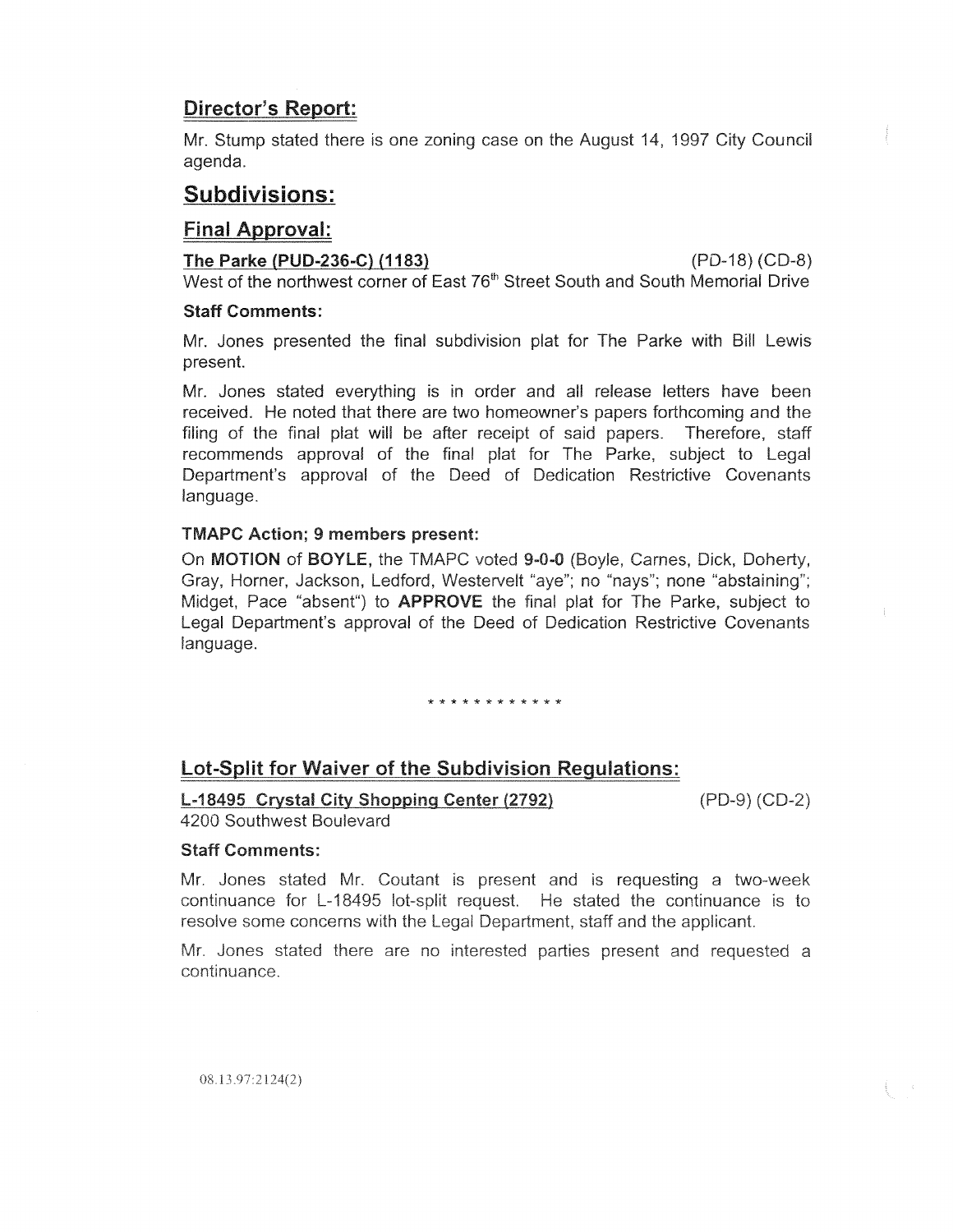## Director's Report:

Mr. Stump stated there is one zoning case on the August 14, 1997 City Council agenda.

# Subdivisions:

## Final Approval:

**The Parke (PUD-236-C) (1183)** (PD-18) (CD-8)

West of the northwest corner of East 76th Street South and South Memorial Drive

### Staff Comments:

Mr. Jones presented the final subdivision plat for The Parke with Bill Lewis present.

Mr. Jones stated everything is in order and all release letters have been received. He noted that there are two homeowner's papers forthcoming and the filing of the final plat will be after receipt of said papers. Therefore, staff recommends approval of the final plat for The Parke, subject to Legal Department's approval of the Deed of Dedication Restrictive Covenants language.

### TMAPC Action; 9 members present:

On **MOTION** of **BOYLE,** the TMAPC voted **9-0-0** (Boyle, Carnes, Dick, Doherty, Gray, Horner, Jackson, Ledford, Westervelt "aye"; no "nays"; none "abstaining"; Midget, Pace "absent") to **APPROVE** the final plat for The Parke, subject to Legal Department's approval of the Deed of Dedication Restrictive Covenants language.

\* \* \* \* \* \* \* \* \* \* \* \*

## Lot-Split for Waiver of the Subdivision Regulations:

**L-18495 Crystal City Shopping Center (2792)** (PD-9) (CD-2)

4200 Southwest Boulevard

### Staff Comments:

Mr. Jones stated Mr. Coutant is present and is requesting a two-week continuance for L-18495 lot-split request. He stated the continuance is to resolve some concerns with the Legal Department, staff and the applicant.

Mr. Jones stated there are no interested parties present and requested a continuance.

08.13.97:2124(2)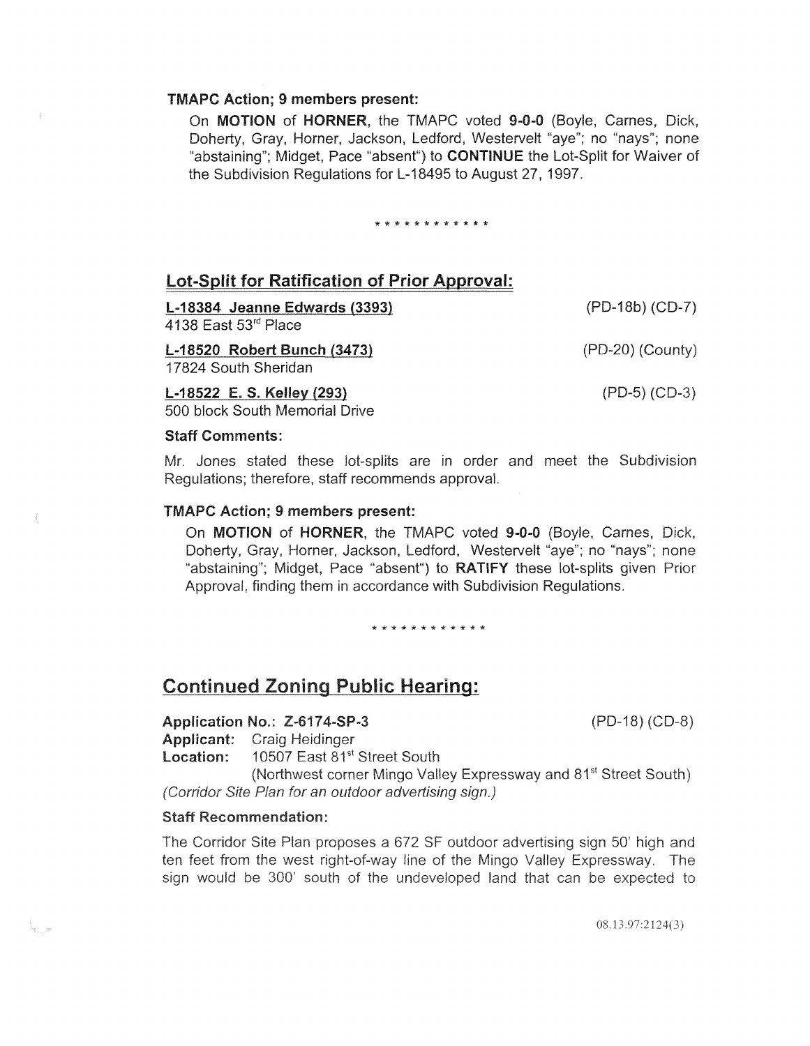**TMAPC Action; 9 members present:**

On **MOTION** of **HORNER**, the TMAPC voted **9-0-0** (Boyle, Carnes, Dick, Doherty, Gray, Horner, Jackson, Ledford, Westervelt "aye"; no "nays"; none "abstaining"; Midget, Pace "absent") to **CONTINUE** the Lot-Split for Waiver of the Subdivision Regulations for L-18495 to August 27, 1997.

\* \* \* \* \* \* \* \* \* \* \* \*

## Lot-Split for Ratification of Prior Approval:

**L-18384 Jeanne Edwards (3393)** (PD-18b) (CD-7)
4138 East 53rd Place

**L-18520 Robert Bunch (3473)** (PD-20) (County)
17824 South Sheridan

**L-18522 E. S. Kelley (293)** (PD-5) (CD-3)
500 block South Memorial Drive

**Staff Comments:**

Mr. Jones stated these lot-splits are in order and meet the Subdivision Regulations; therefore, staff recommends approval.

**TMAPC Action; 9 members present:**

On **MOTION** of **HORNER**, the TMAPC voted **9-0-0** (Boyle, Carnes, Dick, Doherty, Gray, Horner, Jackson, Ledford, Westervelt "aye"; no "nays"; none "abstaining"; Midget, Pace "absent") to **RATIFY** these lot-splits given Prior Approval, finding them in accordance with Subdivision Regulations.

\* \* \* \* \* \* \* \* \* \* \* \*

## Continued Zoning Public Hearing:

**Application No.: Z-6174-SP-3** (PD-18) (CD-8)
**Applicant:** Craig Heidinger
**Location:** 10507 East 81st Street South
(Northwest corner Mingo Valley Expressway and 81st Street South)
*(Corridor Site Plan for an outdoor advertising sign.)*

**Staff Recommendation:**

The Corridor Site Plan proposes a 672 SF outdoor advertising sign 50' high and ten feet from the west right-of-way line of the Mingo Valley Expressway. The sign would be 300' south of the undeveloped land that can be expected to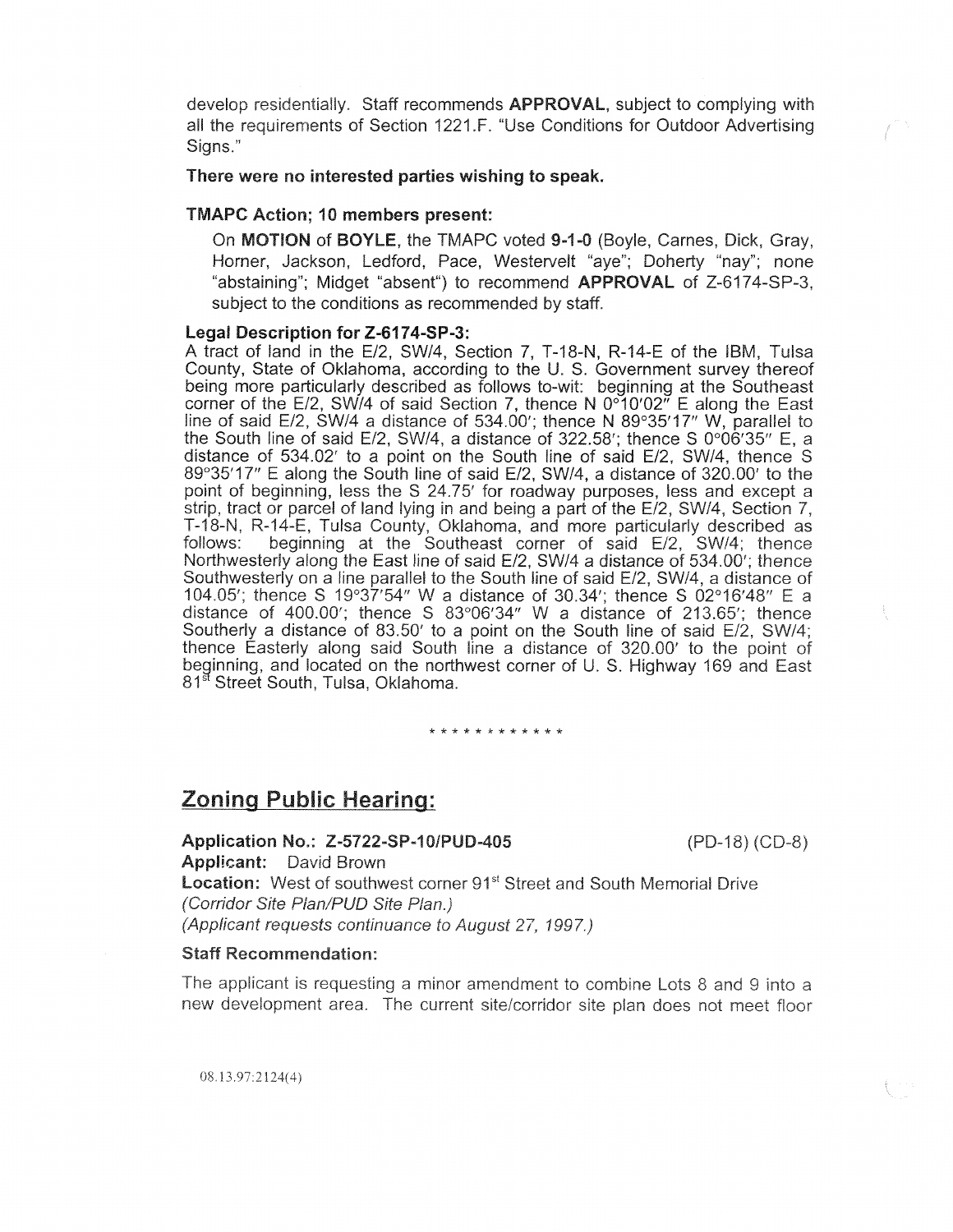develop residentially. Staff recommends **APPROVAL**, subject to complying with all the requirements of Section 1221.F. "Use Conditions for Outdoor Advertising Signs."

**There were no interested parties wishing to speak.**

**TMAPC Action; 10 members present:**

On **MOTION** of **BOYLE**, the TMAPC voted **9-1-0** (Boyle, Carnes, Dick, Gray, Horner, Jackson, Ledford, Pace, Westervelt "aye"; Doherty "nay"; none "abstaining"; Midget "absent") to recommend **APPROVAL** of Z-6174-SP-3, subject to the conditions as recommended by staff.

**Legal Description for Z-6174-SP-3:**

A tract of land in the E/2, SW/4, Section 7, T-18-N, R-14-E of the IBM, Tulsa County, State of Oklahoma, according to the U. S. Government survey thereof being more particularly described as follows to-wit: beginning at the Southeast corner of the E/2, SW/4 of said Section 7, thence N 0°10'02" E along the East line of said E/2, SW/4 a distance of 534.00'; thence N 89°35'17" W, parallel to the South line of said E/2, SW/4, a distance of 322.58'; thence S 0°06'35" E, a distance of 534.02' to a point on the South line of said E/2, SW/4, thence S 89°35'17" E along the South line of said E/2, SW/4, a distance of 320.00' to the point of beginning, less the S 24.75' for roadway purposes, less and except a strip, tract or parcel of land lying in and being a part of the E/2, SW/4, Section 7, T-18-N, R-14-E, Tulsa County, Oklahoma, and more particularly described as follows: beginning at the Southeast corner of said E/2, SW/4; thence Northwesterly along the East line of said E/2, SW/4 a distance of 534.00'; thence Southwesterly on a line parallel to the South line of said E/2, SW/4, a distance of 104.05'; thence S 19°37'54" W a distance of 30.34'; thence S 02°16'48" E a distance of 400.00'; thence S 83°06'34" W a distance of 213.65'; thence Southerly a distance of 83.50' to a point on the South line of said E/2, SW/4; thence Easterly along said South line a distance of 320.00' to the point of beginning, and located on the northwest corner of U. S. Highway 169 and East 81st Street South, Tulsa, Oklahoma.

\* \* \* \* \* \* \* \* \* \* \* \*

## Zoning Public Hearing:

**Application No.: Z-5722-SP-10/PUD-405** (PD-18) (CD-8)

**Applicant:** David Brown

**Location:** West of southwest corner 91st Street and South Memorial Drive

*(Corridor Site Plan/PUD Site Plan.)*

*(Applicant requests continuance to August 27, 1997.)*

**Staff Recommendation:**

The applicant is requesting a minor amendment to combine Lots 8 and 9 into a new development area. The current site/corridor site plan does not meet floor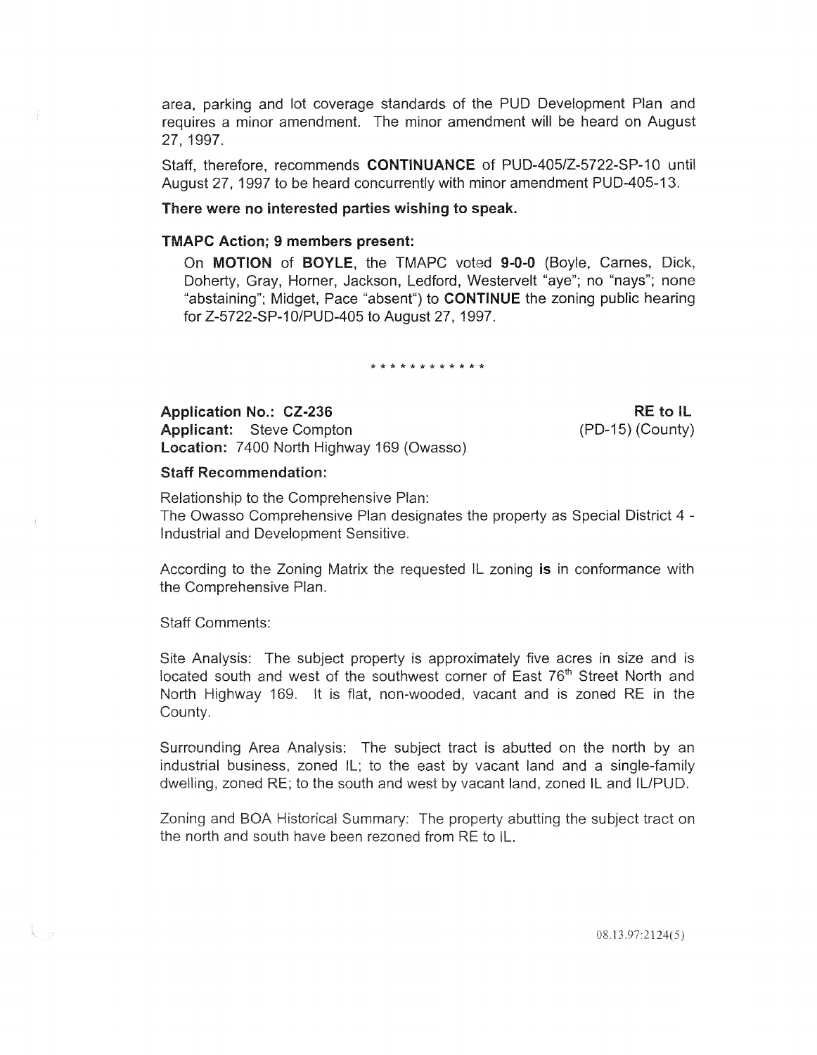area, parking and lot coverage standards of the PUD Development Plan and requires a minor amendment. The minor amendment will be heard on August 27, 1997.

Staff, therefore, recommends **CONTINUANCE** of PUD-405/Z-5722-SP-10 until August 27, 1997 to be heard concurrently with minor amendment PUD-405-13.

**There were no interested parties wishing to speak.**

**TMAPC Action; 9 members present:**

On **MOTION** of **BOYLE**, the TMAPC voted **9-0-0** (Boyle, Carnes, Dick, Doherty, Gray, Horner, Jackson, Ledford, Westervelt "aye"; no "nays"; none "abstaining"; Midget, Pace "absent") to **CONTINUE** the zoning public hearing for Z-5722-SP-10/PUD-405 to August 27, 1997.

\* \* \* \* \* \* \* \* \* \* \* \*

**Application No.: CZ-236** **RE to IL**
**Applicant:** Steve Compton (PD-15) (County)
**Location:** 7400 North Highway 169 (Owasso)

**Staff Recommendation:**

Relationship to the Comprehensive Plan:
The Owasso Comprehensive Plan designates the property as Special District 4 - Industrial and Development Sensitive.

According to the Zoning Matrix the requested IL zoning **is** in conformance with the Comprehensive Plan.

Staff Comments:

Site Analysis: The subject property is approximately five acres in size and is located south and west of the southwest corner of East 76th Street North and North Highway 169. It is flat, non-wooded, vacant and is zoned RE in the County.

Surrounding Area Analysis: The subject tract is abutted on the north by an industrial business, zoned IL; to the east by vacant land and a single-family dwelling, zoned RE; to the south and west by vacant land, zoned IL and IL/PUD.

Zoning and BOA Historical Summary: The property abutting the subject tract on the north and south have been rezoned from RE to IL.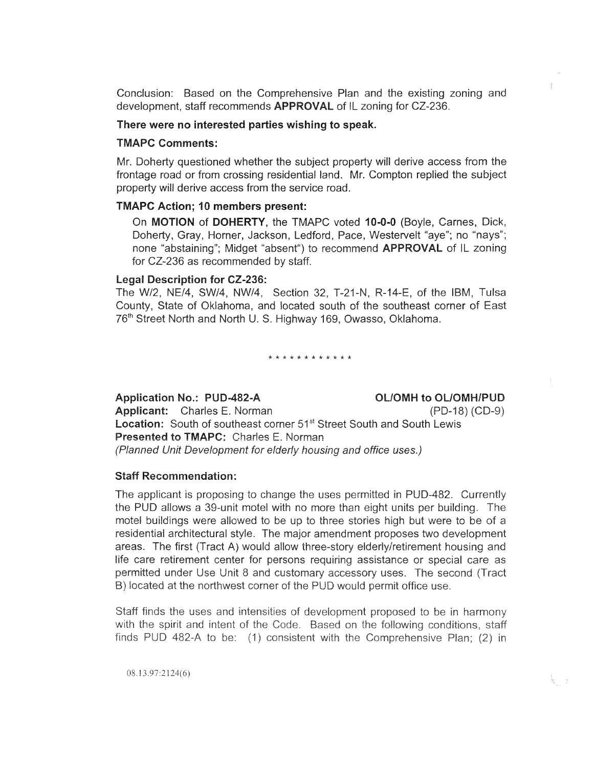Conclusion: Based on the Comprehensive Plan and the existing zoning and development, staff recommends **APPROVAL** of IL zoning for CZ-236.

**There were no interested parties wishing to speak.**

**TMAPC Comments:**

Mr. Doherty questioned whether the subject property will derive access from the frontage road or from crossing residential land. Mr. Compton replied the subject property will derive access from the service road.

**TMAPC Action; 10 members present:**

On **MOTION** of **DOHERTY**, the TMAPC voted **10-0-0** (Boyle, Carnes, Dick, Doherty, Gray, Horner, Jackson, Ledford, Pace, Westervelt "aye"; no "nays"; none "abstaining"; Midget "absent") to recommend **APPROVAL** of IL zoning for CZ-236 as recommended by staff.

**Legal Description for CZ-236:**

The W/2, NE/4, SW/4, NW/4, Section 32, T-21-N, R-14-E, of the IBM, Tulsa County, State of Oklahoma, and located south of the southeast corner of East 76th Street North and North U. S. Highway 169, Owasso, Oklahoma.

\* \* \* \* \* \* \* \* \* \* \* \*

**Application No.: PUD-482-A** **OL/OMH to OL/OMH/PUD**

**Applicant:** Charles E. Norman (PD-18) (CD-9)

**Location:** South of southeast corner 51st Street South and South Lewis

**Presented to TMAPC:** Charles E. Norman

*(Planned Unit Development for elderly housing and office uses.)*

**Staff Recommendation:**

The applicant is proposing to change the uses permitted in PUD-482. Currently the PUD allows a 39-unit motel with no more than eight units per building. The motel buildings were allowed to be up to three stories high but were to be of a residential architectural style. The major amendment proposes two development areas. The first (Tract A) would allow three-story elderly/retirement housing and life care retirement center for persons requiring assistance or special care as permitted under Use Unit 8 and customary accessory uses. The second (Tract B) located at the northwest corner of the PUD would permit office use.

Staff finds the uses and intensities of development proposed to be in harmony with the spirit and intent of the Code. Based on the following conditions, staff finds PUD 482-A to be: (1) consistent with the Comprehensive Plan; (2) in

08.13.97:2124(6)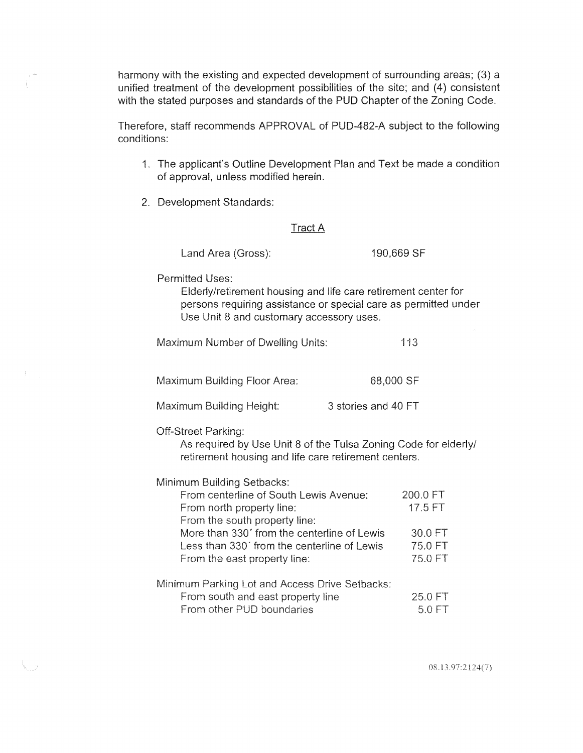harmony with the existing and expected development of surrounding areas; (3) a unified treatment of the development possibilities of the site; and (4) consistent with the stated purposes and standards of the PUD Chapter of the Zoning Code.

Therefore, staff recommends APPROVAL of PUD-482-A subject to the following conditions:

1. The applicant's Outline Development Plan and Text be made a condition of approval, unless modified herein.

2. Development Standards:

<u>Tract A</u>

Land Area (Gross): 190,669 SF

Permitted Uses:
Elderly/retirement housing and life care retirement center for persons requiring assistance or special care as permitted under Use Unit 8 and customary accessory uses.

Maximum Number of Dwelling Units: 113

Maximum Building Floor Area: 68,000 SF

Maximum Building Height: 3 stories and 40 FT

Off-Street Parking:
As required by Use Unit 8 of the Tulsa Zoning Code for elderly/ retirement housing and life care retirement centers.

Minimum Building Setbacks:

| | |
|---|---|
| From centerline of South Lewis Avenue: | 200.0 FT |
| From north property line: | 17.5 FT |
| From the south property line: | |
| More than 330′ from the centerline of Lewis | 30.0 FT |
| Less than 330′ from the centerline of Lewis | 75.0 FT |
| From the east property line: | 75.0 FT |

Minimum Parking Lot and Access Drive Setbacks:

| | |
|---|---|
| From south and east property line | 25.0 FT |
| From other PUD boundaries | 5.0 FT |

08.13.97:2124(7)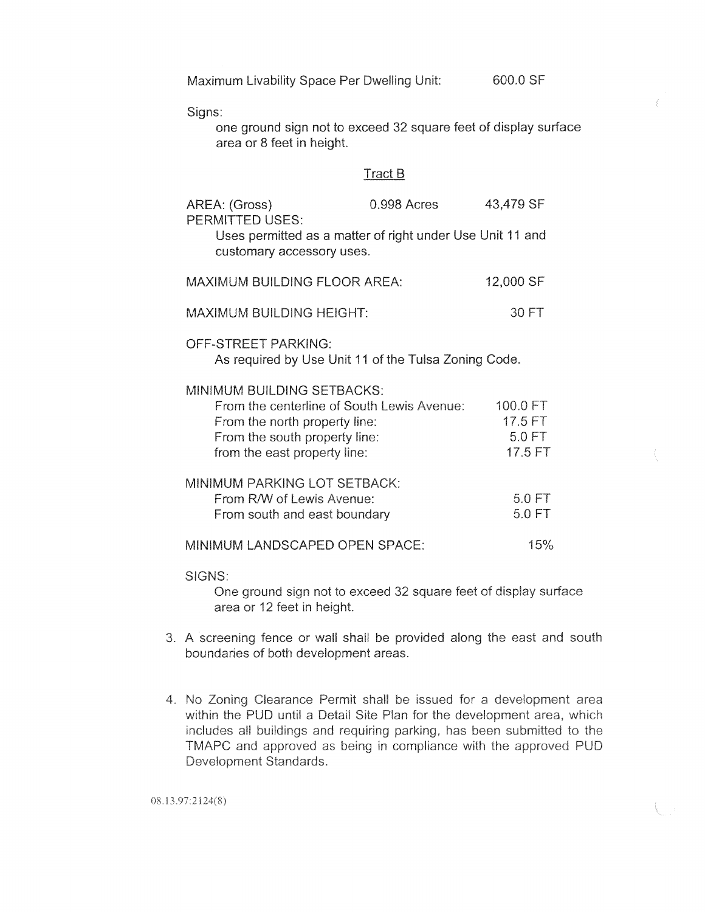Maximum Livability Space Per Dwelling Unit: 600.0 SF

Signs:

one ground sign not to exceed 32 square feet of display surface area or 8 feet in height.

Tract B

AREA: (Gross) 0.998 Acres 43,479 SF

PERMITTED USES:

Uses permitted as a matter of right under Use Unit 11 and customary accessory uses.

MAXIMUM BUILDING FLOOR AREA: 12,000 SF

MAXIMUM BUILDING HEIGHT: 30 FT

OFF-STREET PARKING:

As required by Use Unit 11 of the Tulsa Zoning Code.

MINIMUM BUILDING SETBACKS:

| | |
|---|---|
| From the centerline of South Lewis Avenue: | 100.0 FT |
| From the north property line: | 17.5 FT |
| From the south property line: | 5.0 FT |
| from the east property line: | 17.5 FT |

MINIMUM PARKING LOT SETBACK:

| | |
|---|---|
| From R/W of Lewis Avenue: | 5.0 FT |
| From south and east boundary | 5.0 FT |

MINIMUM LANDSCAPED OPEN SPACE: 15%

SIGNS:

One ground sign not to exceed 32 square feet of display surface area or 12 feet in height.

3. A screening fence or wall shall be provided along the east and south boundaries of both development areas.

4. No Zoning Clearance Permit shall be issued for a development area within the PUD until a Detail Site Plan for the development area, which includes all buildings and requiring parking, has been submitted to the TMAPC and approved as being in compliance with the approved PUD Development Standards.

08.13.97:2124(8)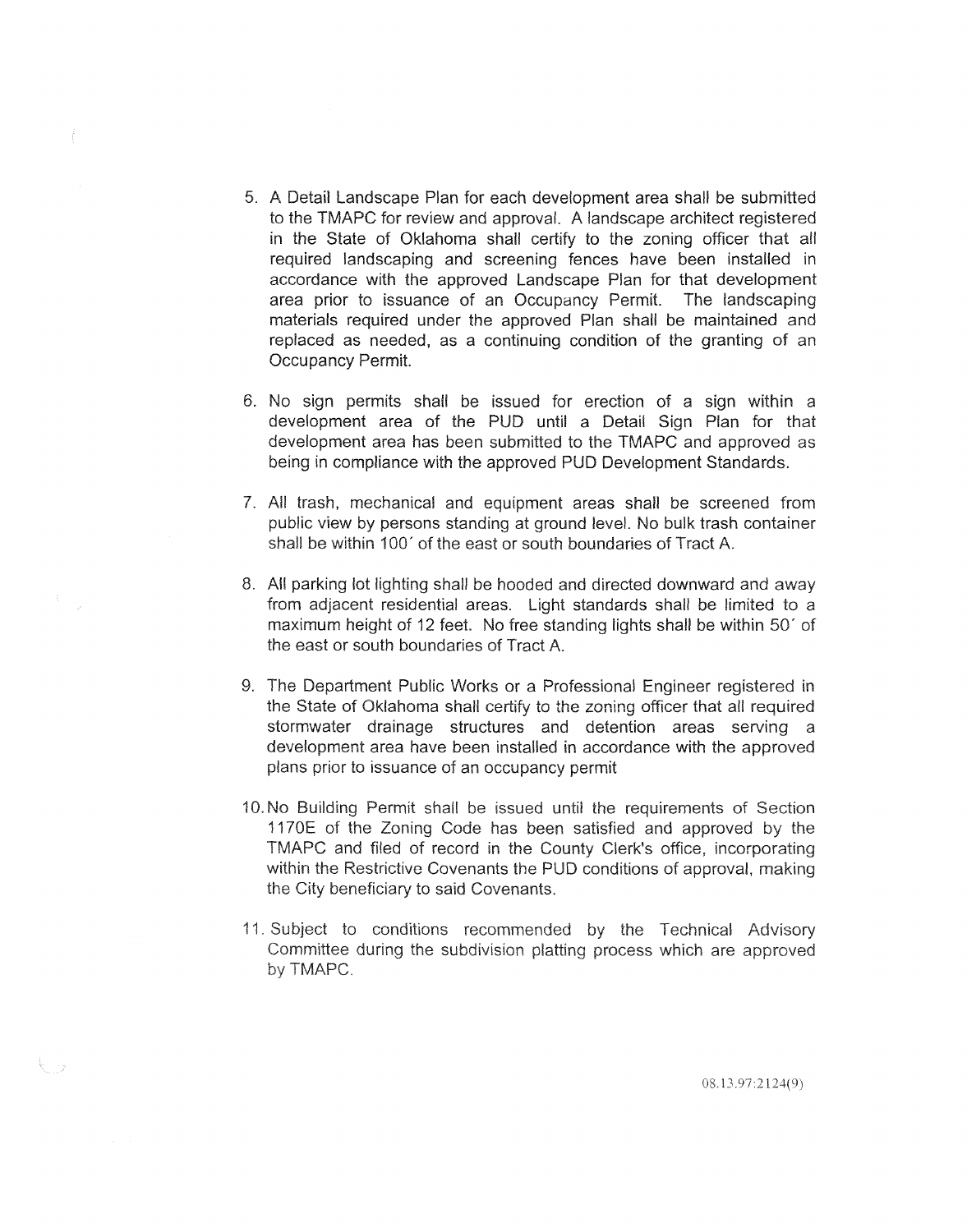5. A Detail Landscape Plan for each development area shall be submitted to the TMAPC for review and approval. A landscape architect registered in the State of Oklahoma shall certify to the zoning officer that all required landscaping and screening fences have been installed in accordance with the approved Landscape Plan for that development area prior to issuance of an Occupancy Permit. The landscaping materials required under the approved Plan shall be maintained and replaced as needed, as a continuing condition of the granting of an Occupancy Permit.

6. No sign permits shall be issued for erection of a sign within a development area of the PUD until a Detail Sign Plan for that development area has been submitted to the TMAPC and approved as being in compliance with the approved PUD Development Standards.

7. All trash, mechanical and equipment areas shall be screened from public view by persons standing at ground level. No bulk trash container shall be within 100´ of the east or south boundaries of Tract A.

8. All parking lot lighting shall be hooded and directed downward and away from adjacent residential areas. Light standards shall be limited to a maximum height of 12 feet. No free standing lights shall be within 50´ of the east or south boundaries of Tract A.

9. The Department Public Works or a Professional Engineer registered in the State of Oklahoma shall certify to the zoning officer that all required stormwater drainage structures and detention areas serving a development area have been installed in accordance with the approved plans prior to issuance of an occupancy permit

10. No Building Permit shall be issued until the requirements of Section 1170E of the Zoning Code has been satisfied and approved by the TMAPC and filed of record in the County Clerk's office, incorporating within the Restrictive Covenants the PUD conditions of approval, making the City beneficiary to said Covenants.

11. Subject to conditions recommended by the Technical Advisory Committee during the subdivision platting process which are approved by TMAPC.

08.13.97:2124(9)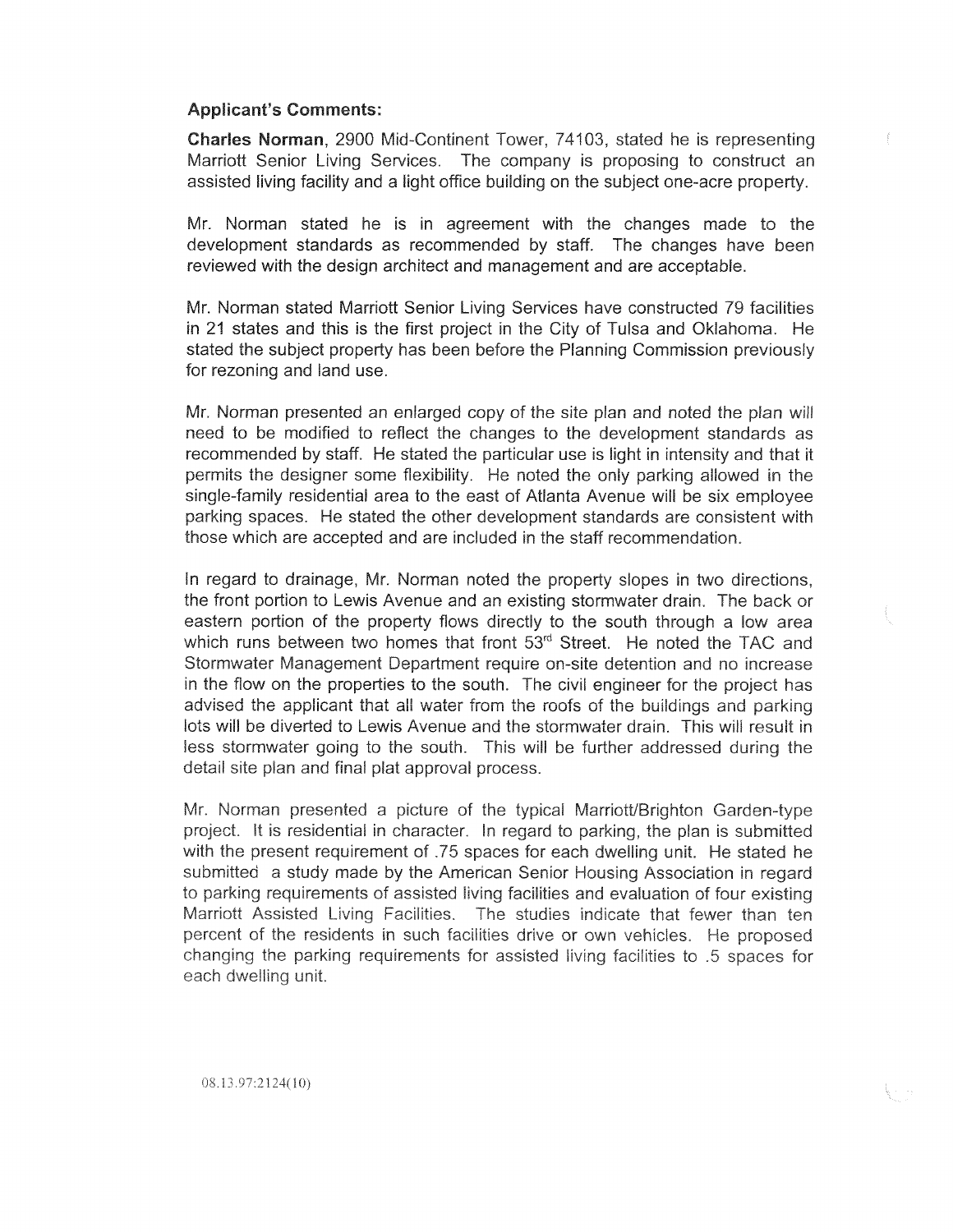**Applicant's Comments:**

**Charles Norman**, 2900 Mid-Continent Tower, 74103, stated he is representing Marriott Senior Living Services. The company is proposing to construct an assisted living facility and a light office building on the subject one-acre property.

Mr. Norman stated he is in agreement with the changes made to the development standards as recommended by staff. The changes have been reviewed with the design architect and management and are acceptable.

Mr. Norman stated Marriott Senior Living Services have constructed 79 facilities in 21 states and this is the first project in the City of Tulsa and Oklahoma. He stated the subject property has been before the Planning Commission previously for rezoning and land use.

Mr. Norman presented an enlarged copy of the site plan and noted the plan will need to be modified to reflect the changes to the development standards as recommended by staff. He stated the particular use is light in intensity and that it permits the designer some flexibility. He noted the only parking allowed in the single-family residential area to the east of Atlanta Avenue will be six employee parking spaces. He stated the other development standards are consistent with those which are accepted and are included in the staff recommendation.

In regard to drainage, Mr. Norman noted the property slopes in two directions, the front portion to Lewis Avenue and an existing stormwater drain. The back or eastern portion of the property flows directly to the south through a low area which runs between two homes that front 53rd Street. He noted the TAC and Stormwater Management Department require on-site detention and no increase in the flow on the properties to the south. The civil engineer for the project has advised the applicant that all water from the roofs of the buildings and parking lots will be diverted to Lewis Avenue and the stormwater drain. This will result in less stormwater going to the south. This will be further addressed during the detail site plan and final plat approval process.

Mr. Norman presented a picture of the typical Marriott/Brighton Garden-type project. It is residential in character. In regard to parking, the plan is submitted with the present requirement of .75 spaces for each dwelling unit. He stated he submitted a study made by the American Senior Housing Association in regard to parking requirements of assisted living facilities and evaluation of four existing Marriott Assisted Living Facilities. The studies indicate that fewer than ten percent of the residents in such facilities drive or own vehicles. He proposed changing the parking requirements for assisted living facilities to .5 spaces for each dwelling unit.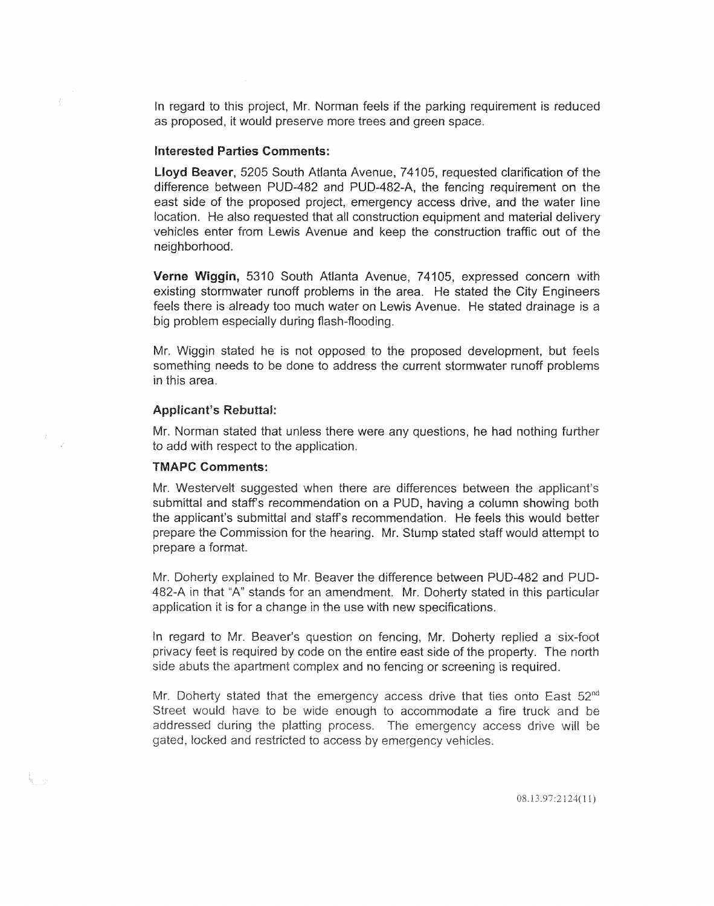In regard to this project, Mr. Norman feels if the parking requirement is reduced as proposed, it would preserve more trees and green space.

**Interested Parties Comments:**

**Lloyd Beaver**, 5205 South Atlanta Avenue, 74105, requested clarification of the difference between PUD-482 and PUD-482-A, the fencing requirement on the east side of the proposed project, emergency access drive, and the water line location. He also requested that all construction equipment and material delivery vehicles enter from Lewis Avenue and keep the construction traffic out of the neighborhood.

**Verne Wiggin,** 5310 South Atlanta Avenue, 74105, expressed concern with existing stormwater runoff problems in the area. He stated the City Engineers feels there is already too much water on Lewis Avenue. He stated drainage is a big problem especially during flash-flooding.

Mr. Wiggin stated he is not opposed to the proposed development, but feels something needs to be done to address the current stormwater runoff problems in this area.

**Applicant's Rebuttal:**

Mr. Norman stated that unless there were any questions, he had nothing further to add with respect to the application.

**TMAPC Comments:**

Mr. Westervelt suggested when there are differences between the applicant's submittal and staff's recommendation on a PUD, having a column showing both the applicant's submittal and staff's recommendation. He feels this would better prepare the Commission for the hearing. Mr. Stump stated staff would attempt to prepare a format.

Mr. Doherty explained to Mr. Beaver the difference between PUD-482 and PUD-482-A in that "A" stands for an amendment. Mr. Doherty stated in this particular application it is for a change in the use with new specifications.

In regard to Mr. Beaver's question on fencing, Mr. Doherty replied a six-foot privacy feet is required by code on the entire east side of the property. The north side abuts the apartment complex and no fencing or screening is required.

Mr. Doherty stated that the emergency access drive that ties onto East 52nd Street would have to be wide enough to accommodate a fire truck and be addressed during the platting process. The emergency access drive will be gated, locked and restricted to access by emergency vehicles.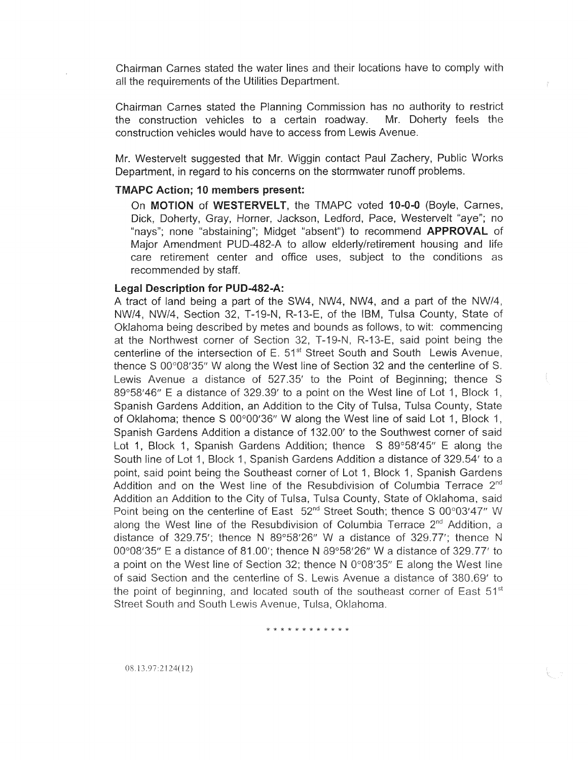Chairman Carnes stated the water lines and their locations have to comply with all the requirements of the Utilities Department.

Chairman Carnes stated the Planning Commission has no authority to restrict the construction vehicles to a certain roadway. Mr. Doherty feels the construction vehicles would have to access from Lewis Avenue.

Mr. Westervelt suggested that Mr. Wiggin contact Paul Zachery, Public Works Department, in regard to his concerns on the stormwater runoff problems.

**TMAPC Action; 10 members present:**

On **MOTION** of **WESTERVELT**, the TMAPC voted **10-0-0** (Boyle, Carnes, Dick, Doherty, Gray, Horner, Jackson, Ledford, Pace, Westervelt "aye"; no "nays"; none "abstaining"; Midget "absent") to recommend **APPROVAL** of Major Amendment PUD-482-A to allow elderly/retirement housing and life care retirement center and office uses, subject to the conditions as recommended by staff.

**Legal Description for PUD-482-A:**

A tract of land being a part of the SW4, NW4, NW4, and a part of the NW/4, NW/4, NW/4, Section 32, T-19-N, R-13-E, of the IBM, Tulsa County, State of Oklahoma being described by metes and bounds as follows, to wit: commencing at the Northwest corner of Section 32, T-19-N, R-13-E, said point being the centerline of the intersection of E. 51st Street South and South Lewis Avenue, thence S 00°08′35″ W along the West line of Section 32 and the centerline of S. Lewis Avenue a distance of 527.35′ to the Point of Beginning; thence S 89°58′46″ E a distance of 329.39′ to a point on the West line of Lot 1, Block 1, Spanish Gardens Addition, an Addition to the City of Tulsa, Tulsa County, State of Oklahoma; thence S 00°00′36″ W along the West line of said Lot 1, Block 1, Spanish Gardens Addition a distance of 132.00′ to the Southwest corner of said Lot 1, Block 1, Spanish Gardens Addition; thence S 89°58′45″ E along the South line of Lot 1, Block 1, Spanish Gardens Addition a distance of 329.54′ to a point, said point being the Southeast corner of Lot 1, Block 1, Spanish Gardens Addition and on the West line of the Resubdivision of Columbia Terrace 2nd Addition an Addition to the City of Tulsa, Tulsa County, State of Oklahoma, said Point being on the centerline of East 52nd Street South; thence S 00°03′47″ W along the West line of the Resubdivision of Columbia Terrace 2nd Addition, a distance of 329.75′; thence N 89°58′26″ W a distance of 329.77′; thence N 00°08′35″ E a distance of 81.00′; thence N 89°58′26″ W a distance of 329.77′ to a point on the West line of Section 32; thence N 0°08′35″ E along the West line of said Section and the centerline of S. Lewis Avenue a distance of 380.69′ to the point of beginning, and located south of the southeast corner of East 51st Street South and South Lewis Avenue, Tulsa, Oklahoma.

\* \* \* \* \* \* \* \* \* \* \* \*

08.13.97:2124(12)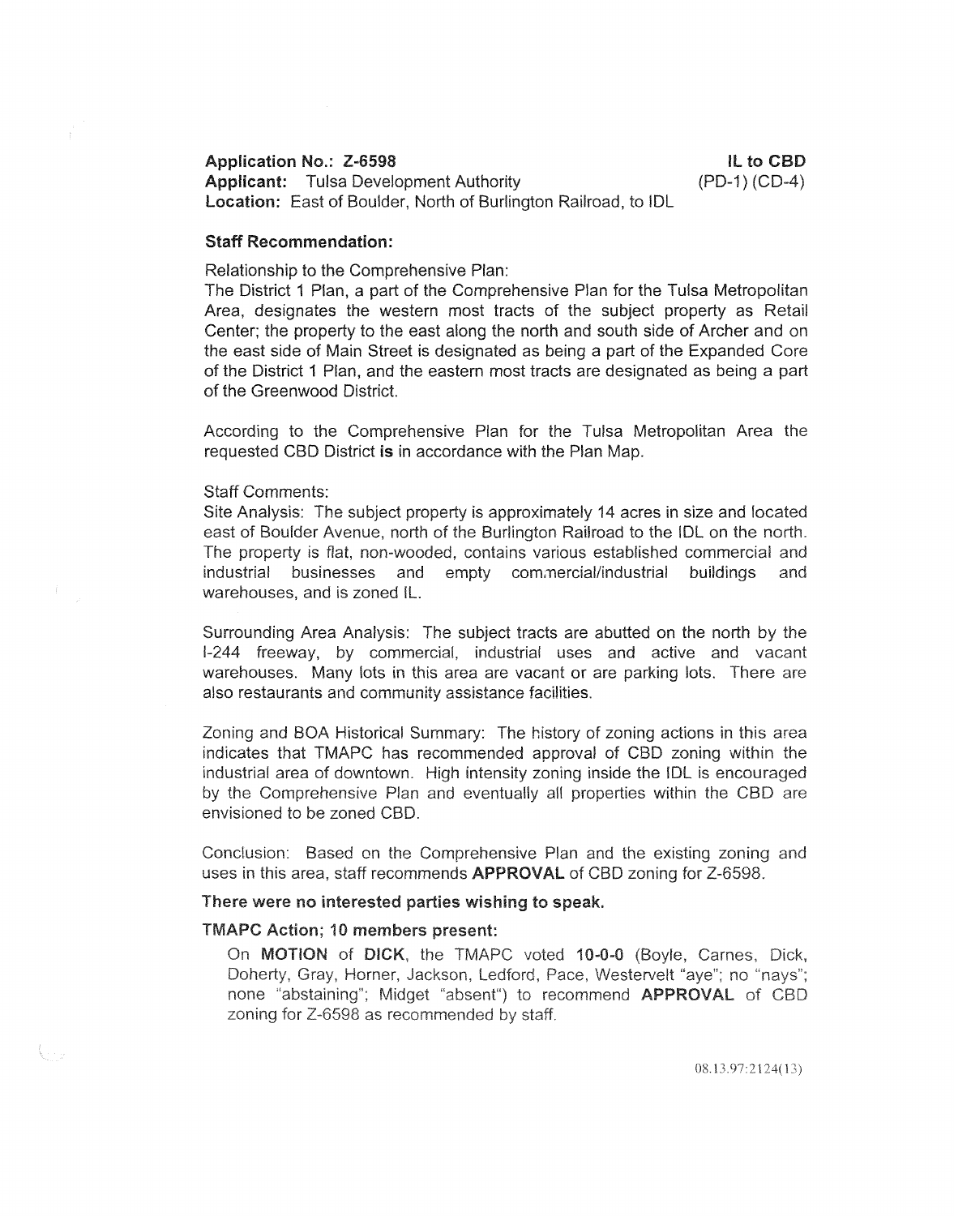**Application No.: Z-6598** **IL to CBD**

**Applicant:** Tulsa Development Authority (PD-1) (CD-4)

**Location:** East of Boulder, North of Burlington Railroad, to IDL

**Staff Recommendation:**

Relationship to the Comprehensive Plan:

The District 1 Plan, a part of the Comprehensive Plan for the Tulsa Metropolitan Area, designates the western most tracts of the subject property as Retail Center; the property to the east along the north and south side of Archer and on the east side of Main Street is designated as being a part of the Expanded Core of the District 1 Plan, and the eastern most tracts are designated as being a part of the Greenwood District.

According to the Comprehensive Plan for the Tulsa Metropolitan Area the requested CBD District **is** in accordance with the Plan Map.

Staff Comments:

Site Analysis: The subject property is approximately 14 acres in size and located east of Boulder Avenue, north of the Burlington Railroad to the IDL on the north. The property is flat, non-wooded, contains various established commercial and industrial businesses and empty commercial/industrial buildings and warehouses, and is zoned IL.

Surrounding Area Analysis: The subject tracts are abutted on the north by the I-244 freeway, by commercial, industrial uses and active and vacant warehouses. Many lots in this area are vacant or are parking lots. There are also restaurants and community assistance facilities.

Zoning and BOA Historical Summary: The history of zoning actions in this area indicates that TMAPC has recommended approval of CBD zoning within the industrial area of downtown. High intensity zoning inside the IDL is encouraged by the Comprehensive Plan and eventually all properties within the CBD are envisioned to be zoned CBD.

Conclusion: Based on the Comprehensive Plan and the existing zoning and uses in this area, staff recommends **APPROVAL** of CBD zoning for Z-6598.

**There were no interested parties wishing to speak.**

**TMAPC Action; 10 members present:**

On **MOTION** of **DICK**, the TMAPC voted **10-0-0** (Boyle, Carnes, Dick, Doherty, Gray, Horner, Jackson, Ledford, Pace, Westervelt "aye"; no "nays"; none "abstaining"; Midget "absent") to recommend **APPROVAL** of CBD zoning for Z-6598 as recommended by staff.

08.13.97:2124(13)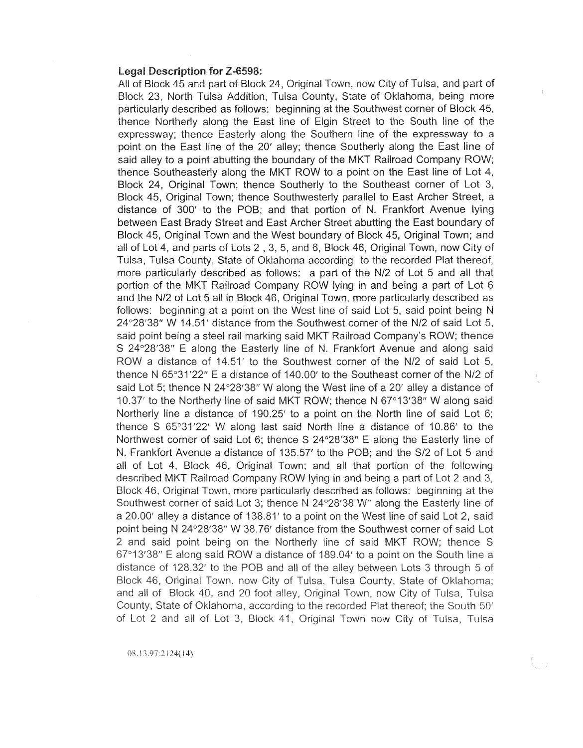**Legal Description for Z-6598:**

All of Block 45 and part of Block 24, Original Town, now City of Tulsa, and part of Block 23, North Tulsa Addition, Tulsa County, State of Oklahoma, being more particularly described as follows: beginning at the Southwest corner of Block 45, thence Northerly along the East line of Elgin Street to the South line of the expressway; thence Easterly along the Southern line of the expressway to a point on the East line of the 20′ alley; thence Southerly along the East line of said alley to a point abutting the boundary of the MKT Railroad Company ROW; thence Southeasterly along the MKT ROW to a point on the East line of Lot 4, Block 24, Original Town; thence Southerly to the Southeast corner of Lot 3, Block 45, Original Town; thence Southwesterly parallel to East Archer Street, a distance of 300′ to the POB; and that portion of N. Frankfort Avenue lying between East Brady Street and East Archer Street abutting the East boundary of Block 45, Original Town and the West boundary of Block 45, Original Town; and all of Lot 4, and parts of Lots 2 , 3, 5, and 6, Block 46, Original Town, now City of Tulsa, Tulsa County, State of Oklahoma according to the recorded Plat thereof, more particularly described as follows: a part of the N/2 of Lot 5 and all that portion of the MKT Railroad Company ROW lying in and being a part of Lot 6 and the N/2 of Lot 5 all in Block 46, Original Town, more particularly described as follows: beginning at a point on the West line of said Lot 5, said point being N 24°28′38″ W 14.51′ distance from the Southwest corner of the N/2 of said Lot 5, said point being a steel rail marking said MKT Railroad Company's ROW; thence S 24°28′38″ E along the Easterly line of N. Frankfort Avenue and along said ROW a distance of 14.51′ to the Southwest corner of the N/2 of said Lot 5, thence N 65°31′22″ E a distance of 140.00′ to the Southeast corner of the N/2 of said Lot 5; thence N 24°28′38″ W along the West line of a 20′ alley a distance of 10.37′ to the Northerly line of said MKT ROW; thence N 67°13′38″ W along said Northerly line a distance of 190.25′ to a point on the North line of said Lot 6; thence S 65°31′22′ W along last said North line a distance of 10.86′ to the Northwest corner of said Lot 6; thence S 24°28′38″ E along the Easterly line of N. Frankfort Avenue a distance of 135.57′ to the POB; and the S/2 of Lot 5 and all of Lot 4, Block 46, Original Town; and all that portion of the following described MKT Railroad Company ROW lying in and being a part of Lot 2 and 3, Block 46, Original Town, more particularly described as follows: beginning at the Southwest corner of said Lot 3; thence N 24°28′38 W″ along the Easterly line of a 20.00′ alley a distance of 138.81′ to a point on the West line of said Lot 2, said point being N 24°28′38″ W 38.76′ distance from the Southwest corner of said Lot 2 and said point being on the Northerly line of said MKT ROW; thence S 67°13′38″ E along said ROW a distance of 189.04′ to a point on the South line a distance of 128.32′ to the POB and all of the alley between Lots 3 through 5 of Block 46, Original Town, now City of Tulsa, Tulsa County, State of Oklahoma; and all of Block 40, and 20 foot alley, Original Town, now City of Tulsa, Tulsa County, State of Oklahoma, according to the recorded Plat thereof; the South 50′ of Lot 2 and all of Lot 3, Block 41, Original Town now City of Tulsa, Tulsa

08.13.97:2124(14)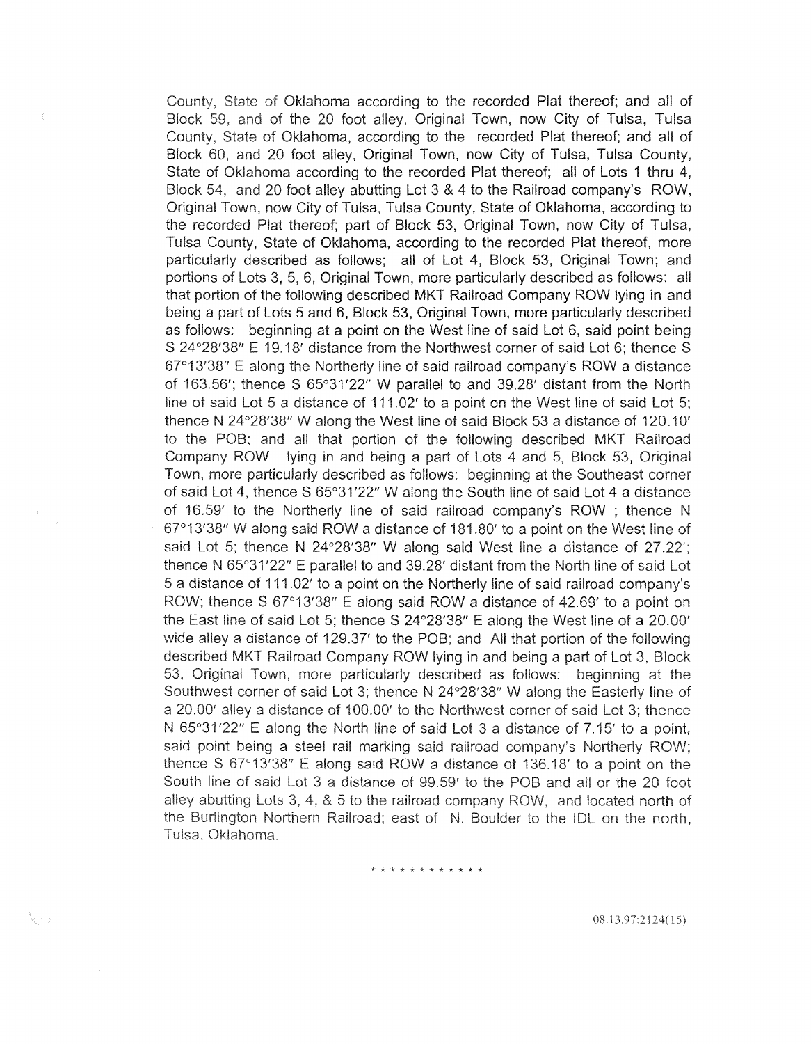County, State of Oklahoma according to the recorded Plat thereof; and all of Block 59, and of the 20 foot alley, Original Town, now City of Tulsa, Tulsa County, State of Oklahoma, according to the recorded Plat thereof; and all of Block 60, and 20 foot alley, Original Town, now City of Tulsa, Tulsa County, State of Oklahoma according to the recorded Plat thereof; all of Lots 1 thru 4, Block 54, and 20 foot alley abutting Lot 3 & 4 to the Railroad company's ROW, Original Town, now City of Tulsa, Tulsa County, State of Oklahoma, according to the recorded Plat thereof; part of Block 53, Original Town, now City of Tulsa, Tulsa County, State of Oklahoma, according to the recorded Plat thereof, more particularly described as follows; all of Lot 4, Block 53, Original Town; and portions of Lots 3, 5, 6, Original Town, more particularly described as follows: all that portion of the following described MKT Railroad Company ROW lying in and being a part of Lots 5 and 6, Block 53, Original Town, more particularly described as follows: beginning at a point on the West line of said Lot 6, said point being S 24°28′38″ E 19.18′ distance from the Northwest corner of said Lot 6; thence S 67°13′38″ E along the Northerly line of said railroad company's ROW a distance of 163.56′; thence S 65°31′22″ W parallel to and 39.28′ distant from the North line of said Lot 5 a distance of 111.02′ to a point on the West line of said Lot 5; thence N 24°28′38″ W along the West line of said Block 53 a distance of 120.10′ to the POB; and all that portion of the following described MKT Railroad Company ROW lying in and being a part of Lots 4 and 5, Block 53, Original Town, more particularly described as follows: beginning at the Southeast corner of said Lot 4, thence S 65°31′22″ W along the South line of said Lot 4 a distance of 16.59′ to the Northerly line of said railroad company's ROW ; thence N 67°13′38″ W along said ROW a distance of 181.80′ to a point on the West line of said Lot 5; thence N 24°28′38″ W along said West line a distance of 27.22′; thence N 65°31′22″ E parallel to and 39.28′ distant from the North line of said Lot 5 a distance of 111.02′ to a point on the Northerly line of said railroad company's ROW; thence S 67°13′38″ E along said ROW a distance of 42.69′ to a point on the East line of said Lot 5; thence S 24°28′38″ E along the West line of a 20.00′ wide alley a distance of 129.37′ to the POB; and All that portion of the following described MKT Railroad Company ROW lying in and being a part of Lot 3, Block 53, Original Town, more particularly described as follows: beginning at the Southwest corner of said Lot 3; thence N 24°28′38″ W along the Easterly line of a 20.00′ alley a distance of 100.00′ to the Northwest corner of said Lot 3; thence N 65°31′22″ E along the North line of said Lot 3 a distance of 7.15′ to a point, said point being a steel rail marking said railroad company's Northerly ROW; thence S 67°13′38″ E along said ROW a distance of 136.18′ to a point on the South line of said Lot 3 a distance of 99.59′ to the POB and all or the 20 foot alley abutting Lots 3, 4, & 5 to the railroad company ROW, and located north of the Burlington Northern Railroad; east of N. Boulder to the IDL on the north, Tulsa, Oklahoma.

\* \* \* \* \* \* \* \* \* \* \* \*

08.13.97:2124(15)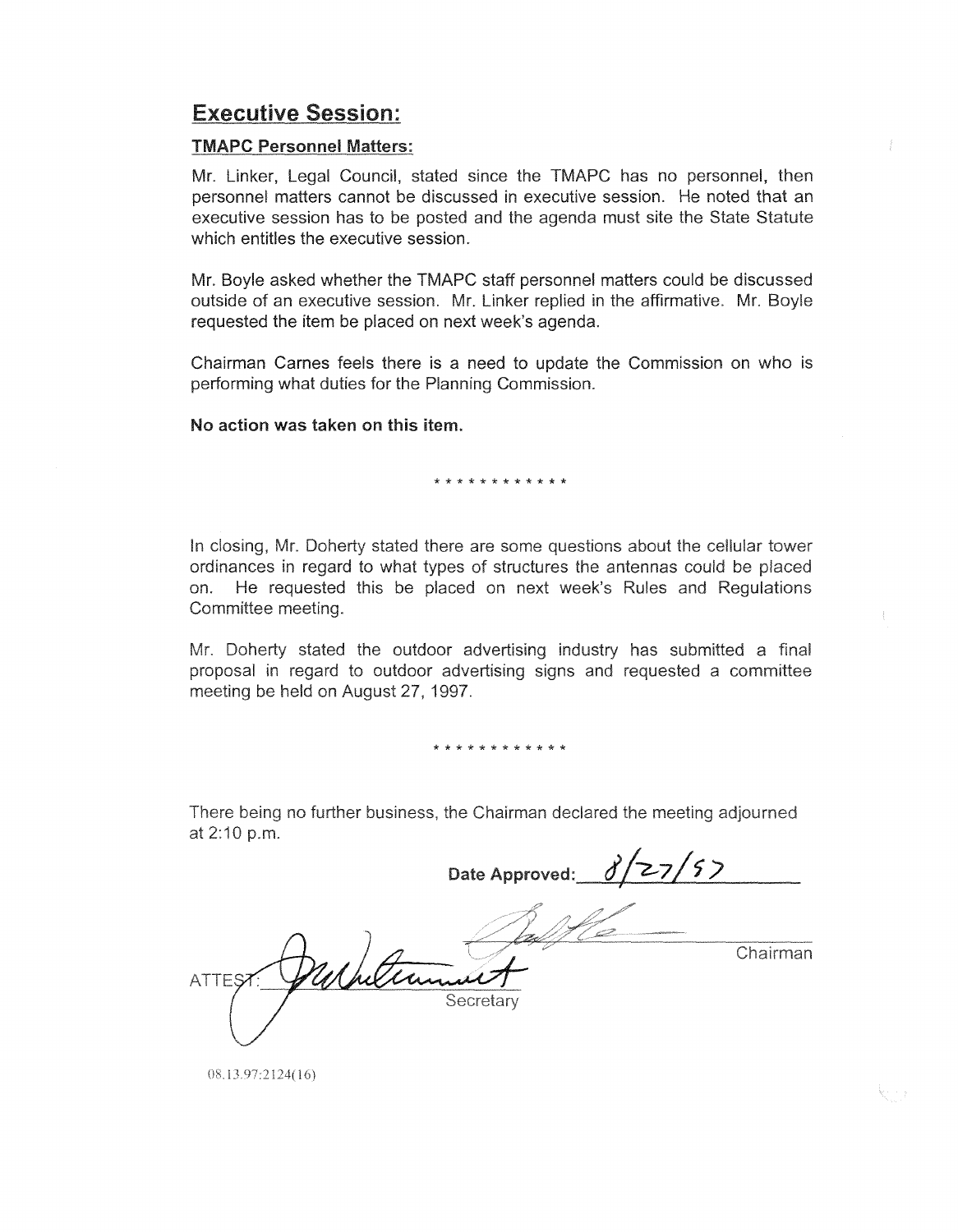## Executive Session:

### TMAPC Personnel Matters:

Mr. Linker, Legal Council, stated since the TMAPC has no personnel, then personnel matters cannot be discussed in executive session. He noted that an executive session has to be posted and the agenda must site the State Statute which entitles the executive session.

Mr. Boyle asked whether the TMAPC staff personnel matters could be discussed outside of an executive session. Mr. Linker replied in the affirmative. Mr. Boyle requested the item be placed on next week's agenda.

Chairman Carnes feels there is a need to update the Commission on who is performing what duties for the Planning Commission.

**No action was taken on this item.**

* * * * * * * * * * * *

In closing, Mr. Doherty stated there are some questions about the cellular tower ordinances in regard to what types of structures the antennas could be placed on. He requested this be placed on next week's Rules and Regulations Committee meeting.

Mr. Doherty stated the outdoor advertising industry has submitted a final proposal in regard to outdoor advertising signs and requested a committee meeting be held on August 27, 1997.

* * * * * * * * * * * *

There being no further business, the Chairman declared the meeting adjourned at 2:10 p.m.

**Date Approved:** 8/27/97

Chairman

ATTEST: Secretary

08.13.97:2124(16)